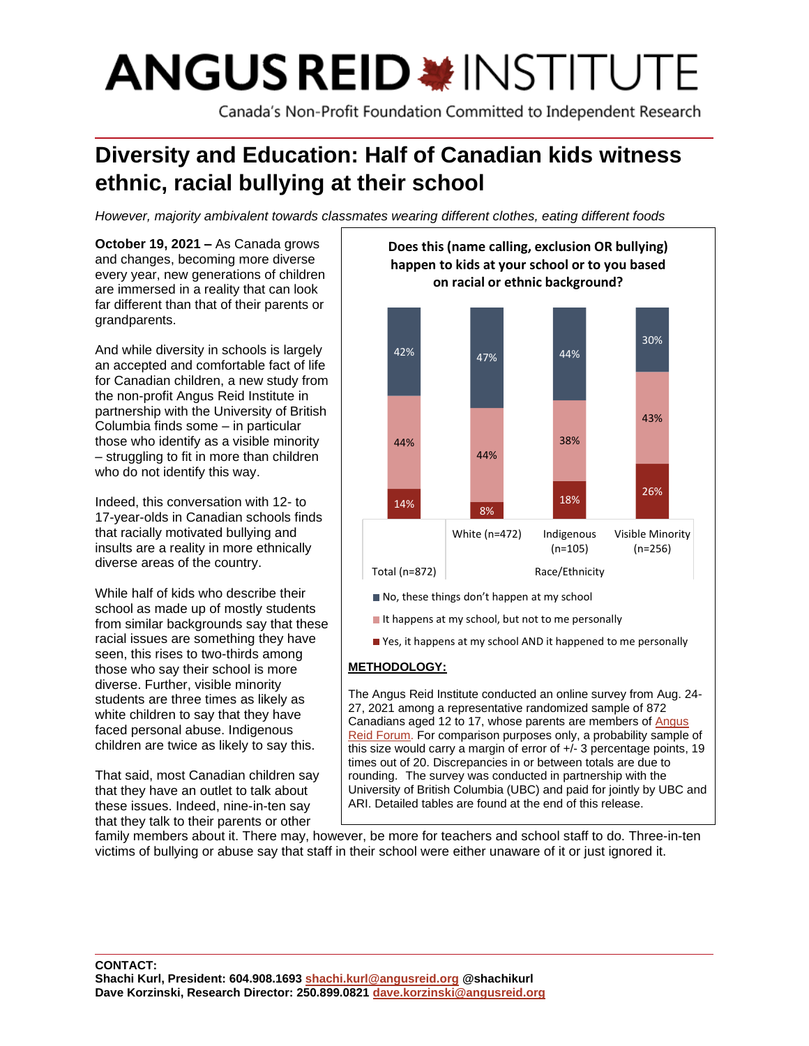# ANGUS REID INSTITUTE

Canada's Non-Profit Foundation Committed to Independent Research

## Diversity and Education: Half of Canadian kids witness ethnic, racial bullying at their school

*However, majority ambivalent towards classmates wearing different clothes, eating different foods*

**October 19, 2021 –** As Canada grows and changes, becoming more diverse every year, new generations of children are immersed in a reality that can look far different than that of their parents or grandparents.

And while diversity in schools is largely an accepted and comfortable fact of life for Canadian children, a new study from the non-profit Angus Reid Institute in partnership with the University of British Columbia finds some – in particular those who identify as a visible minority – struggling to fit in more than children who do not identify this way.

Indeed, this conversation with 12- to 17-year-olds in Canadian schools finds that racially motivated bullying and insults are a reality in more ethnically diverse areas of the country.

While half of kids who describe their school as made up of mostly students from similar backgrounds say that these racial issues are something they have seen, this rises to two-thirds among those who say their school is more diverse. Further, visible minority students are three times as likely as white children to say that they have faced personal abuse. Indigenous children are twice as likely to say this.

That said, most Canadian children say that they have an outlet to talk about these issues. Indeed, nine-in-ten say that they talk to their parents or other family members about it. There may, however, be more for teachers and school staff to do. Three-in-ten victims of bullying or abuse say that staff in their school were either unaware of it or just ignored it.

**Does this (name calling, exclusion OR bullying) happen to kids at your school or to you based on racial or ethnic background?**

| | Total (n=872) | White (n=472) | Indigenous (n=105) | Visible Minority (n=256) |
|---|---|---|---|---|
| No, these things don't happen at my school | 42% | 47% | 44% | 30% |
| It happens at my school, but not to me personally | 44% | 44% | 38% | 43% |
| Yes, it happens at my school AND it happened to me personally | 14% | 8% | 18% | 26% |

**METHODOLOGY:**

The Angus Reid Institute conducted an online survey from Aug. 24-27, 2021 among a representative randomized sample of 872 Canadians aged 12 to 17, whose parents are members of Angus Reid Forum. For comparison purposes only, a probability sample of this size would carry a margin of error of +/- 3 percentage points, 19 times out of 20. Discrepancies in or between totals are due to rounding. The survey was conducted in partnership with the University of British Columbia (UBC) and paid for jointly by UBC and ARI. Detailed tables are found at the end of this release.

**CONTACT:**
**Shachi Kurl, President: 604.908.1693 shachi.kurl@angusreid.org @shachikurl**
**Dave Korzinski, Research Director: 250.899.0821 dave.korzinski@angusreid.org**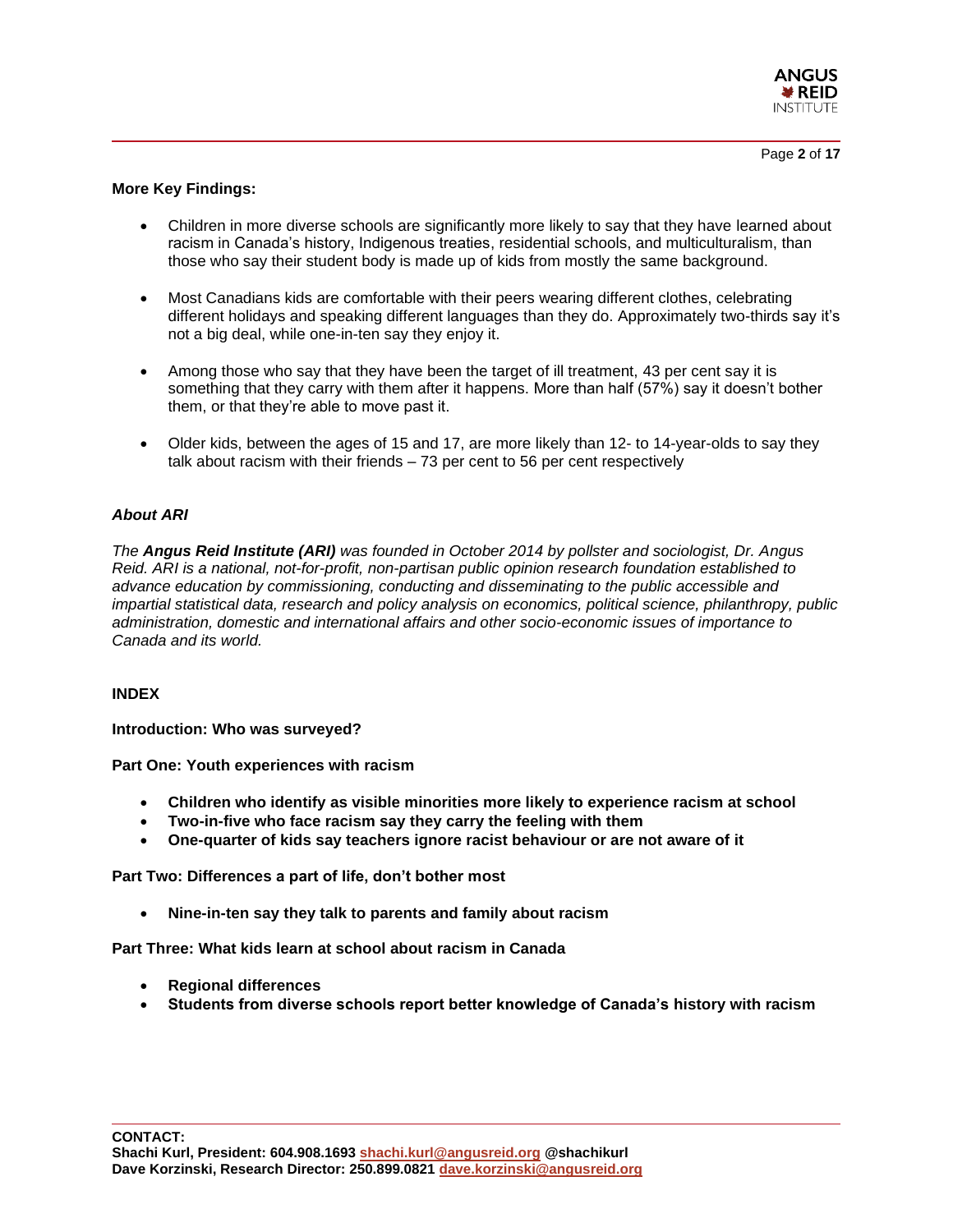**More Key Findings:**

- Children in more diverse schools are significantly more likely to say that they have learned about racism in Canada's history, Indigenous treaties, residential schools, and multiculturalism, than those who say their student body is made up of kids from mostly the same background.

- Most Canadians kids are comfortable with their peers wearing different clothes, celebrating different holidays and speaking different languages than they do. Approximately two-thirds say it's not a big deal, while one-in-ten say they enjoy it.

- Among those who say that they have been the target of ill treatment, 43 per cent say it is something that they carry with them after it happens. More than half (57%) say it doesn't bother them, or that they're able to move past it.

- Older kids, between the ages of 15 and 17, are more likely than 12- to 14-year-olds to say they talk about racism with their friends – 73 per cent to 56 per cent respectively

***About ARI***

*The **Angus Reid Institute (ARI)** was founded in October 2014 by pollster and sociologist, Dr. Angus Reid. ARI is a national, not-for-profit, non-partisan public opinion research foundation established to advance education by commissioning, conducting and disseminating to the public accessible and impartial statistical data, research and policy analysis on economics, political science, philanthropy, public administration, domestic and international affairs and other socio-economic issues of importance to Canada and its world.*

**INDEX**

**Introduction: Who was surveyed?**

**Part One: Youth experiences with racism**

- **Children who identify as visible minorities more likely to experience racism at school**
- **Two-in-five who face racism say they carry the feeling with them**
- **One-quarter of kids say teachers ignore racist behaviour or are not aware of it**

**Part Two: Differences a part of life, don't bother most**

- **Nine-in-ten say they talk to parents and family about racism**

**Part Three: What kids learn at school about racism in Canada**

- **Regional differences**
- **Students from diverse schools report better knowledge of Canada's history with racism**

**CONTACT:**
**Shachi Kurl, President: 604.908.1693 [shachi.kurl@angusreid.org](mailto:shachi.kurl@angusreid.org) @shachikurl**
**Dave Korzinski, Research Director: 250.899.0821 [dave.korzinski@angusreid.org](mailto:dave.korzinski@angusreid.org)**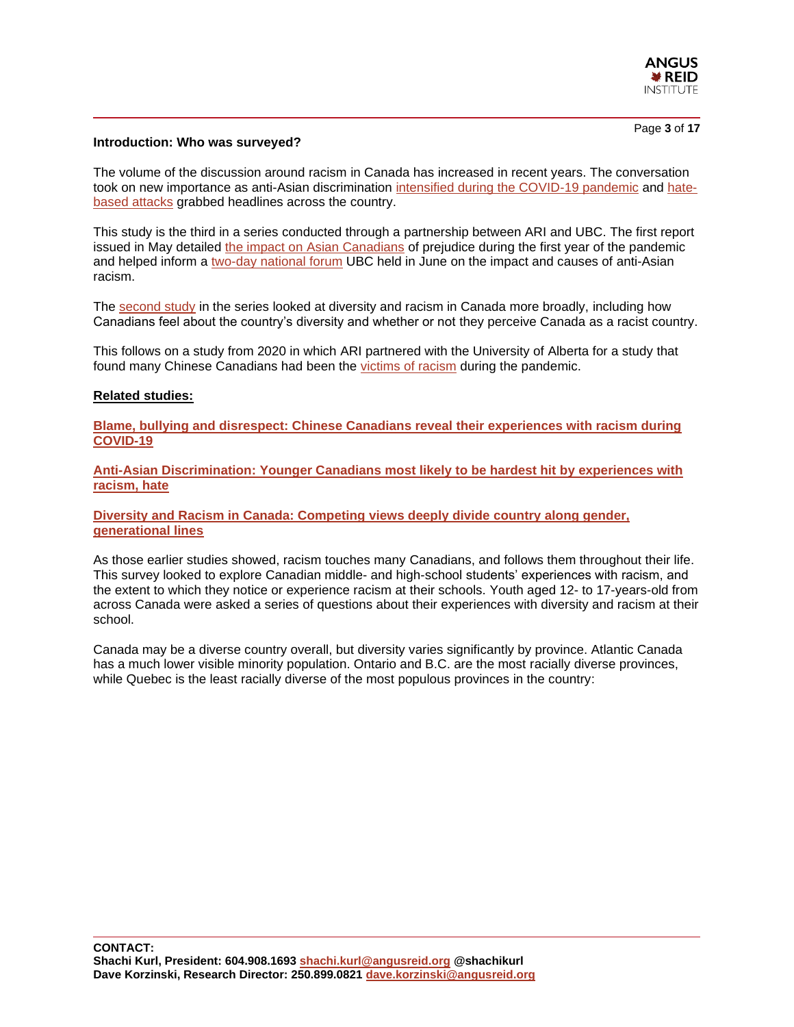## Introduction: Who was surveyed?

The volume of the discussion around racism in Canada has increased in recent years. The conversation took on new importance as anti-Asian discrimination intensified during the COVID-19 pandemic and hate-based attacks grabbed headlines across the country.

This study is the third in a series conducted through a partnership between ARI and UBC. The first report issued in May detailed the impact on Asian Canadians of prejudice during the first year of the pandemic and helped inform a two-day national forum UBC held in June on the impact and causes of anti-Asian racism.

The second study in the series looked at diversity and racism in Canada more broadly, including how Canadians feel about the country's diversity and whether or not they perceive Canada as a racist country.

This follows on a study from 2020 in which ARI partnered with the University of Alberta for a study that found many Chinese Canadians had been the victims of racism during the pandemic.

**Related studies:**

**Blame, bullying and disrespect: Chinese Canadians reveal their experiences with racism during COVID-19**

**Anti-Asian Discrimination: Younger Canadians most likely to be hardest hit by experiences with racism, hate**

**Diversity and Racism in Canada: Competing views deeply divide country along gender, generational lines**

As those earlier studies showed, racism touches many Canadians, and follows them throughout their life. This survey looked to explore Canadian middle- and high-school students' experiences with racism, and the extent to which they notice or experience racism at their schools. Youth aged 12- to 17-years-old from across Canada were asked a series of questions about their experiences with diversity and racism at their school.

Canada may be a diverse country overall, but diversity varies significantly by province. Atlantic Canada has a much lower visible minority population. Ontario and B.C. are the most racially diverse provinces, while Quebec is the least racially diverse of the most populous provinces in the country:

**CONTACT:**
**Shachi Kurl, President: 604.908.1693 shachi.kurl@angusreid.org @shachikurl**
**Dave Korzinski, Research Director: 250.899.0821 dave.korzinski@angusreid.org**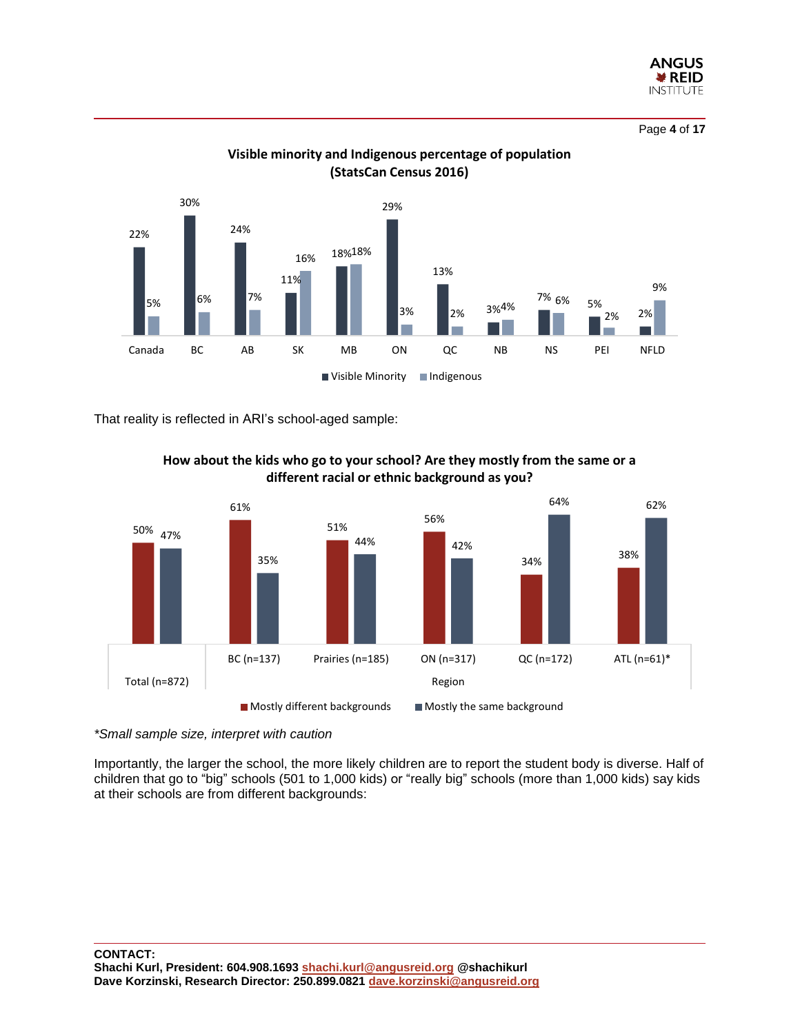**Visible minority and Indigenous percentage of population (StatsCan Census 2016)**

| | Visible Minority | Indigenous |
|---|---|---|
| Canada | 22% | 5% |
| BC | 30% | 6% |
| AB | 24% | 7% |
| SK | 11% | 16% |
| MB | 18% | 18% |
| ON | 29% | 3% |
| QC | 13% | 2% |
| NB | 3% | 4% |
| NS | 7% | 6% |
| PEI | 5% | 2% |
| NFLD | 2% | 9% |

That reality is reflected in ARI's school-aged sample:

**How about the kids who go to your school? Are they mostly from the same or a different racial or ethnic background as you?**

| | Total (n=872) | BC (n=137) | Prairies (n=185) | ON (n=317) | QC (n=172) | ATL (n=61)* |
|---|---|---|---|---|---|---|
| | | Region | | | | |
| Mostly different backgrounds | 50% | 61% | 51% | 56% | 34% | 38% |
| Mostly the same background | 47% | 35% | 44% | 42% | 64% | 62% |

*\*Small sample size, interpret with caution*

Importantly, the larger the school, the more likely children are to report the student body is diverse. Half of children that go to "big" schools (501 to 1,000 kids) or "really big" schools (more than 1,000 kids) say kids at their schools are from different backgrounds:

**CONTACT:**
**Shachi Kurl, President: 604.908.1693 shachi.kurl@angusreid.org @shachikurl**
**Dave Korzinski, Research Director: 250.899.0821 dave.korzinski@angusreid.org**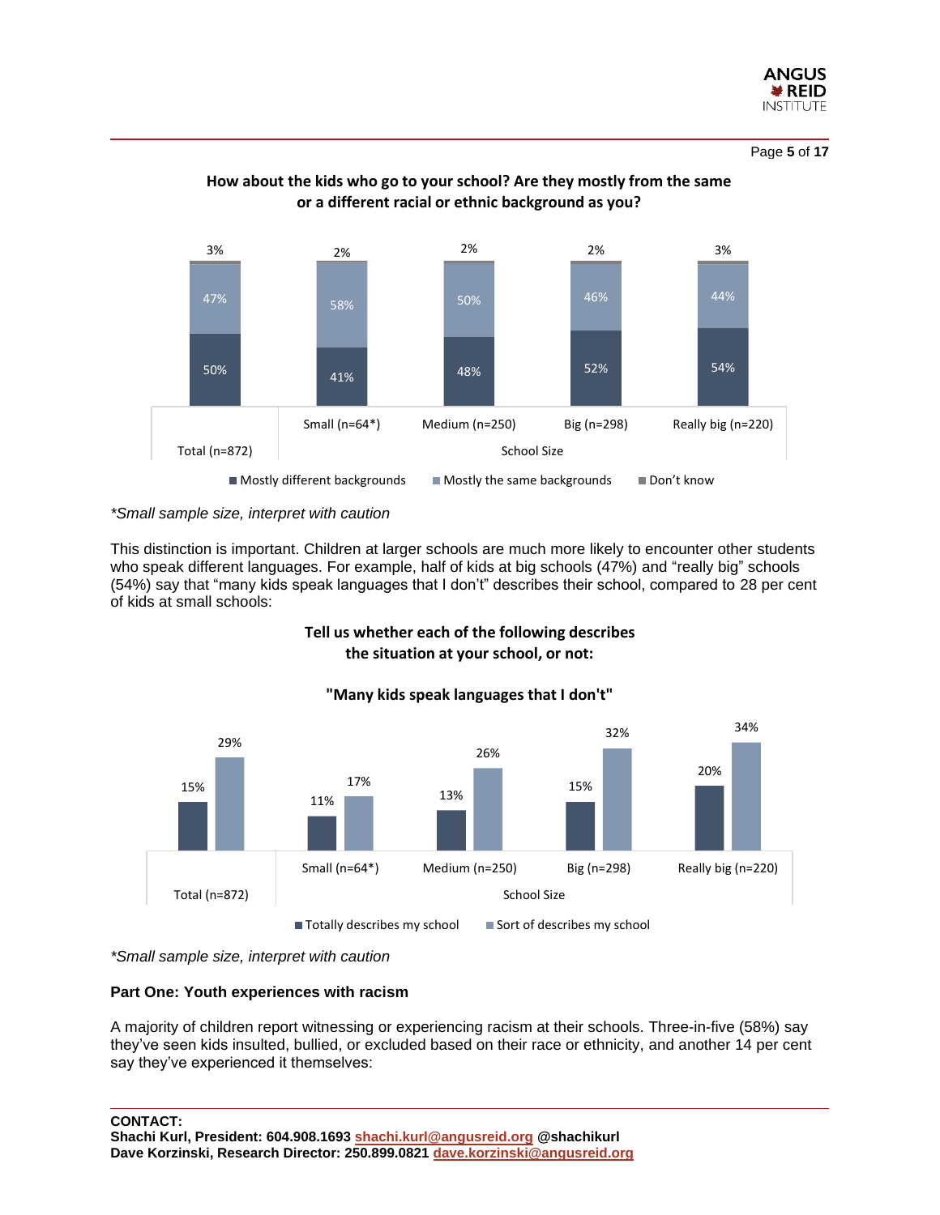**How about the kids who go to your school? Are they mostly from the same or a different racial or ethnic background as you?**

| | Total (n=872) | Small (n=64*) | Medium (n=250) | Big (n=298) | Really big (n=220) |
|---|---|---|---|---|---|
| Mostly different backgrounds | 50% | 41% | 48% | 52% | 54% |
| Mostly the same backgrounds | 47% | 58% | 50% | 46% | 44% |
| Don't know | 3% | 2% | 2% | 2% | 3% |

*\*Small sample size, interpret with caution*

This distinction is important. Children at larger schools are much more likely to encounter other students who speak different languages. For example, half of kids at big schools (47%) and "really big" schools (54%) say that "many kids speak languages that I don't" describes their school, compared to 28 per cent of kids at small schools:

**Tell us whether each of the following describes the situation at your school, or not:**

**"Many kids speak languages that I don't"**

| | Total (n=872) | Small (n=64*) | Medium (n=250) | Big (n=298) | Really big (n=220) |
|---|---|---|---|---|---|
| Totally describes my school | 15% | 11% | 13% | 15% | 20% |
| Sort of describes my school | 29% | 17% | 26% | 32% | 34% |

*\*Small sample size, interpret with caution*

**Part One: Youth experiences with racism**

A majority of children report witnessing or experiencing racism at their schools. Three-in-five (58%) say they've seen kids insulted, bullied, or excluded based on their race or ethnicity, and another 14 per cent say they've experienced it themselves:

**CONTACT:**
**Shachi Kurl, President: 604.908.1693 shachi.kurl@angusreid.org @shachikurl**
**Dave Korzinski, Research Director: 250.899.0821 dave.korzinski@angusreid.org**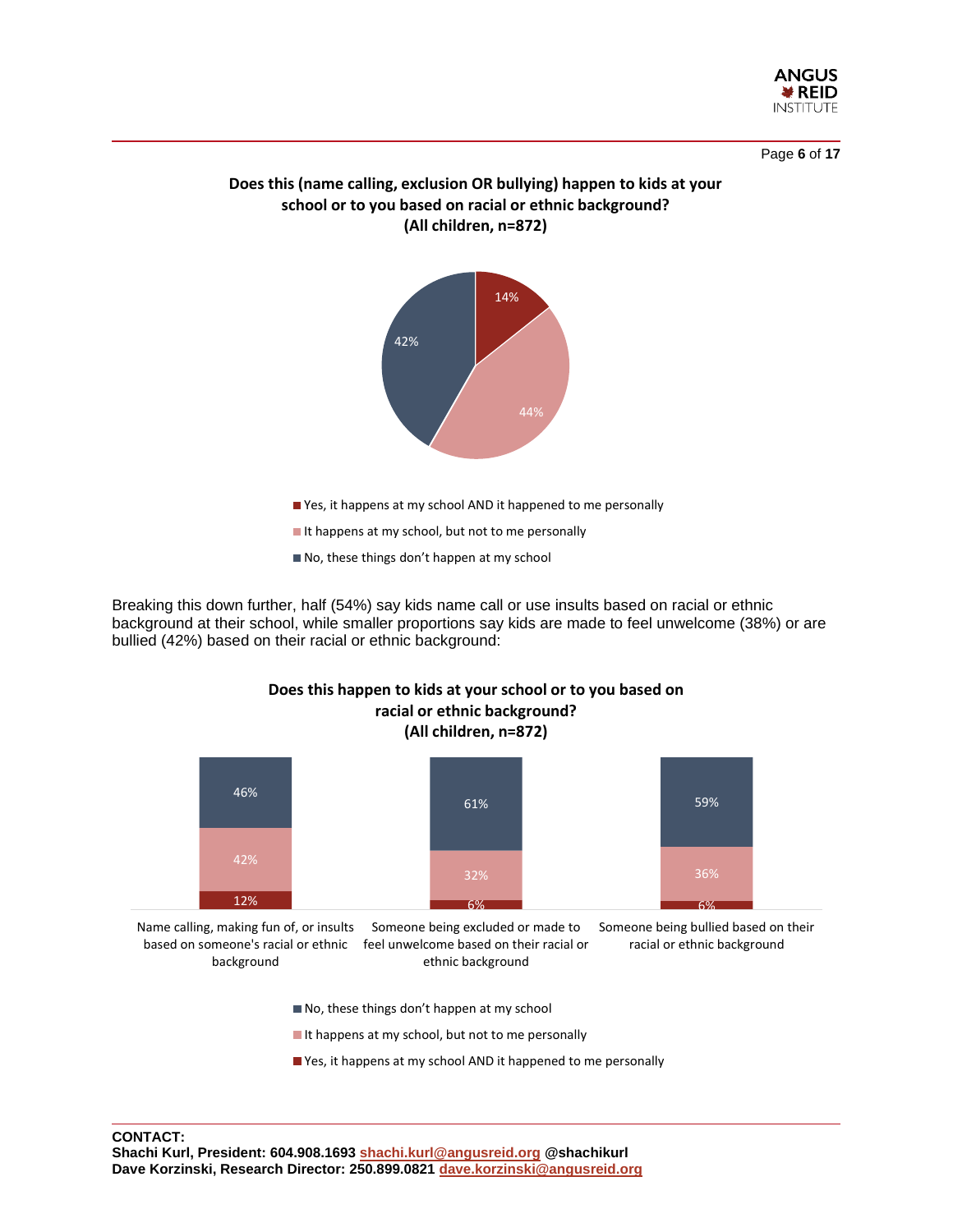**Does this (name calling, exclusion OR bullying) happen to kids at your school or to you based on racial or ethnic background? (All children, n=872)**

| Response | % |
|---|---|
| Yes, it happens at my school AND it happened to me personally | 14% |
| It happens at my school, but not to me personally | 44% |
| No, these things don't happen at my school | 42% |

Breaking this down further, half (54%) say kids name call or use insults based on racial or ethnic background at their school, while smaller proportions say kids are made to feel unwelcome (38%) or are bullied (42%) based on their racial or ethnic background:

**Does this happen to kids at your school or to you based on racial or ethnic background? (All children, n=872)**

| | Name calling, making fun of, or insults based on someone's racial or ethnic background | Someone being excluded or made to feel unwelcome based on their racial or ethnic background | Someone being bullied based on their racial or ethnic background |
|---|---|---|---|
| No, these things don't happen at my school | 46% | 61% | 59% |
| It happens at my school, but not to me personally | 42% | 32% | 36% |
| Yes, it happens at my school AND it happened to me personally | 12% | 6% | 6% |

**CONTACT:**
**Shachi Kurl, President: 604.908.1693 shachi.kurl@angusreid.org @shachikurl**
**Dave Korzinski, Research Director: 250.899.0821 dave.korzinski@angusreid.org**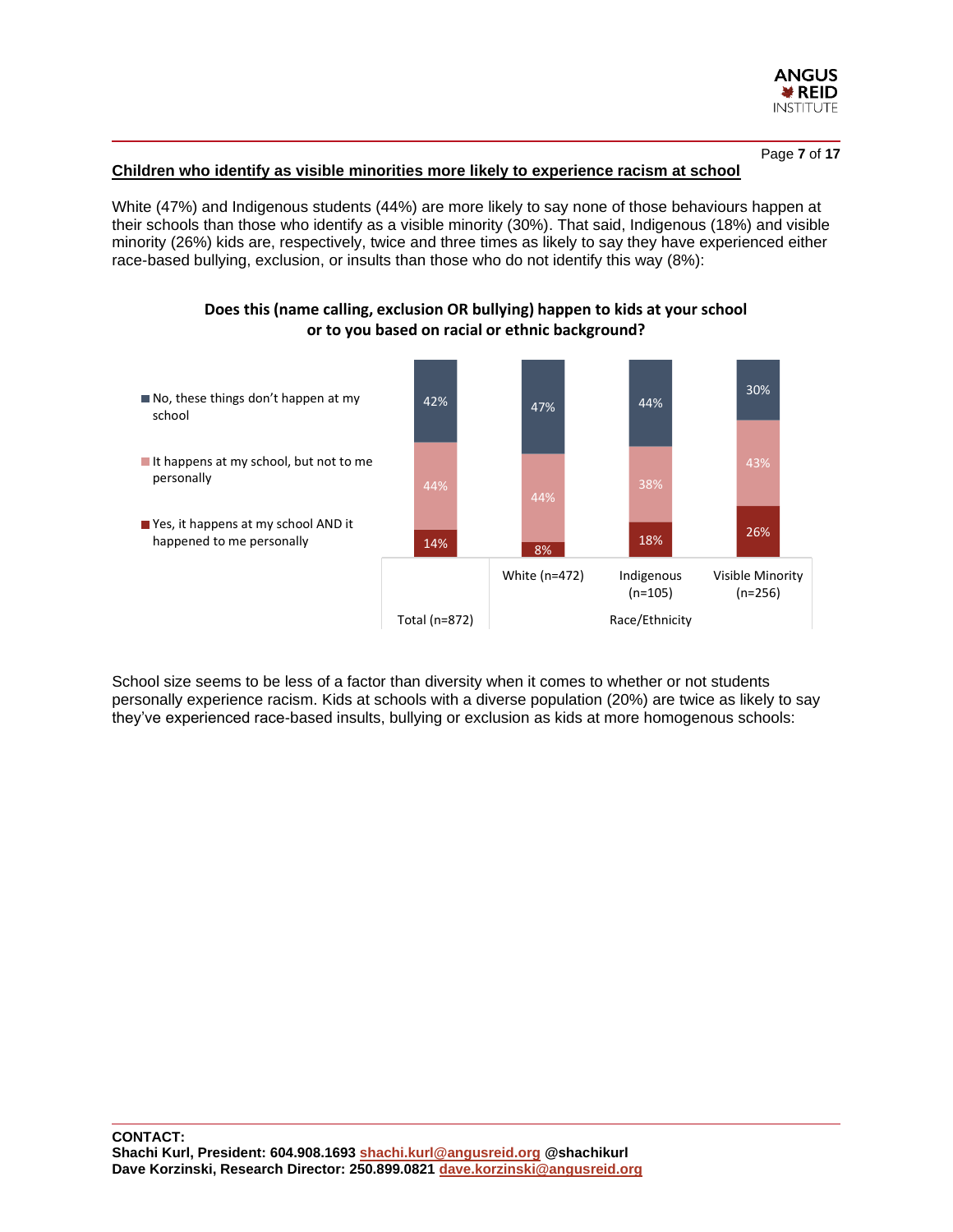## Children who identify as visible minorities more likely to experience racism at school

White (47%) and Indigenous students (44%) are more likely to say none of those behaviours happen at their schools than those who identify as a visible minority (30%). That said, Indigenous (18%) and visible minority (26%) kids are, respectively, twice and three times as likely to say they have experienced either race-based bullying, exclusion, or insults than those who do not identify this way (8%):

**Does this (name calling, exclusion OR bullying) happen to kids at your school or to you based on racial or ethnic background?**

| | Total (n=872) | Race/Ethnicity: White (n=472) | Race/Ethnicity: Indigenous (n=105) | Race/Ethnicity: Visible Minority (n=256) |
|---|---|---|---|---|
| No, these things don't happen at my school | 42% | 47% | 44% | 30% |
| It happens at my school, but not to me personally | 44% | 44% | 38% | 43% |
| Yes, it happens at my school AND it happened to me personally | 14% | 8% | 18% | 26% |

School size seems to be less of a factor than diversity when it comes to whether or not students personally experience racism. Kids at schools with a diverse population (20%) are twice as likely to say they've experienced race-based insults, bullying or exclusion as kids at more homogenous schools:

**CONTACT:**
**Shachi Kurl, President: 604.908.1693 shachi.kurl@angusreid.org @shachikurl**
**Dave Korzinski, Research Director: 250.899.0821 dave.korzinski@angusreid.org**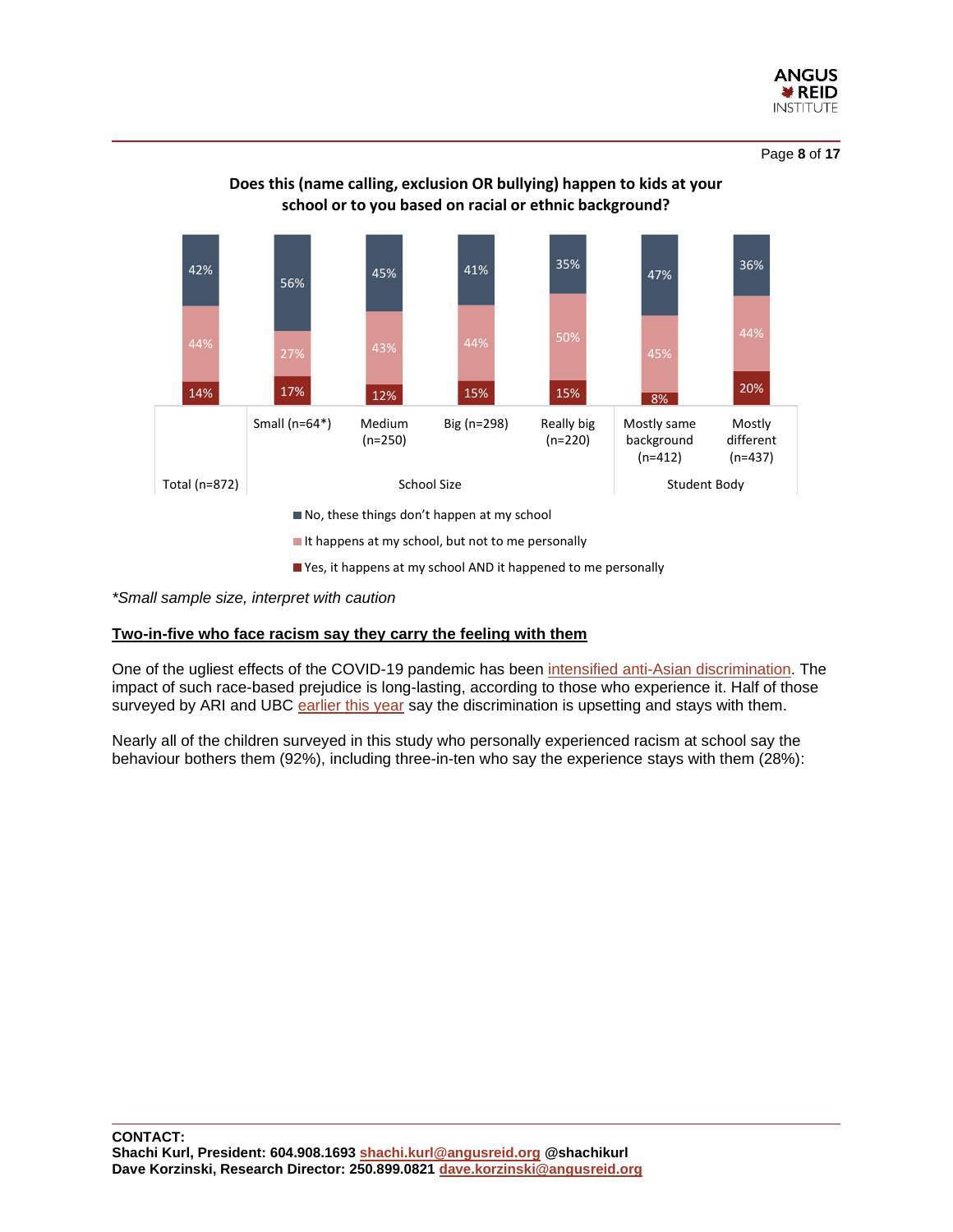**Does this (name calling, exclusion OR bullying) happen to kids at your school or to you based on racial or ethnic background?**

| | Total (n=872) | School Size: Small (n=64*) | School Size: Medium (n=250) | School Size: Big (n=298) | School Size: Really big (n=220) | Student Body: Mostly same background (n=412) | Student Body: Mostly different (n=437) |
|---|---|---|---|---|---|---|---|
| No, these things don't happen at my school | 42% | 56% | 45% | 41% | 35% | 47% | 36% |
| It happens at my school, but not to me personally | 44% | 27% | 43% | 44% | 50% | 45% | 44% |
| Yes, it happens at my school AND it happened to me personally | 14% | 17% | 12% | 15% | 15% | 8% | 20% |

*\*Small sample size, interpret with caution*

## Two-in-five who face racism say they carry the feeling with them

One of the ugliest effects of the COVID-19 pandemic has been intensified anti-Asian discrimination. The impact of such race-based prejudice is long-lasting, according to those who experience it. Half of those surveyed by ARI and UBC earlier this year say the discrimination is upsetting and stays with them.

Nearly all of the children surveyed in this study who personally experienced racism at school say the behaviour bothers them (92%), including three-in-ten who say the experience stays with them (28%):

**CONTACT:**
**Shachi Kurl, President: 604.908.1693 shachi.kurl@angusreid.org @shachikurl**
**Dave Korzinski, Research Director: 250.899.0821 dave.korzinski@angusreid.org**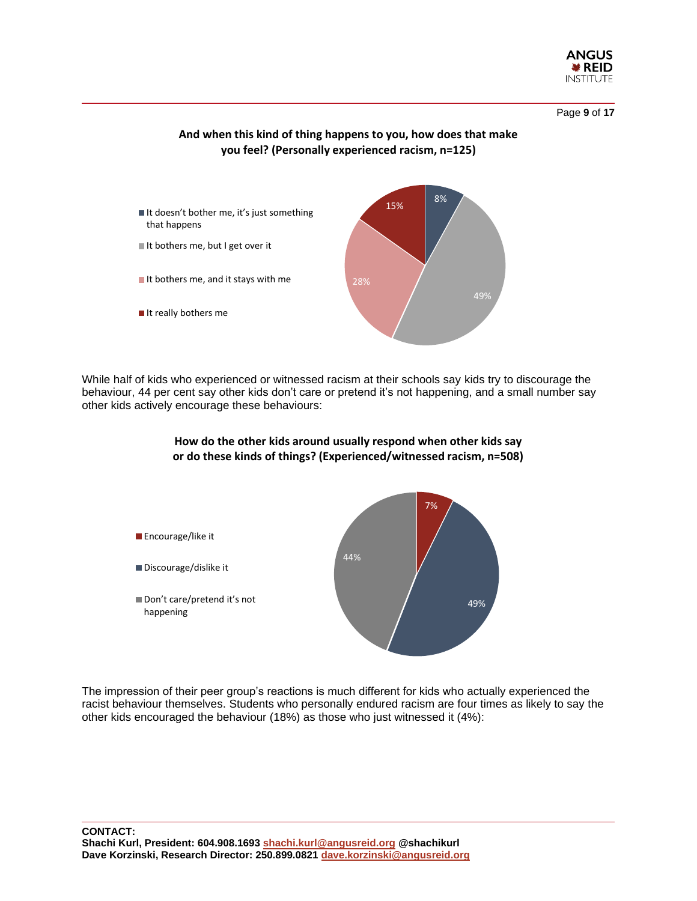**And when this kind of thing happens to you, how does that make you feel? (Personally experienced racism, n=125)**

| Response | % |
|---|---|
| It doesn't bother me, it's just something that happens | 8% |
| It bothers me, but I get over it | 49% |
| It bothers me, and it stays with me | 28% |
| It really bothers me | 15% |

While half of kids who experienced or witnessed racism at their schools say kids try to discourage the behaviour, 44 per cent say other kids don't care or pretend it's not happening, and a small number say other kids actively encourage these behaviours:

**How do the other kids around usually respond when other kids say or do these kinds of things? (Experienced/witnessed racism, n=508)**

| Response | % |
|---|---|
| Encourage/like it | 7% |
| Discourage/dislike it | 49% |
| Don't care/pretend it's not happening | 44% |

The impression of their peer group's reactions is much different for kids who actually experienced the racist behaviour themselves. Students who personally endured racism are four times as likely to say the other kids encouraged the behaviour (18%) as those who just witnessed it (4%):

**CONTACT:**
**Shachi Kurl, President: 604.908.1693 shachi.kurl@angusreid.org @shachikurl**
**Dave Korzinski, Research Director: 250.899.0821 dave.korzinski@angusreid.org**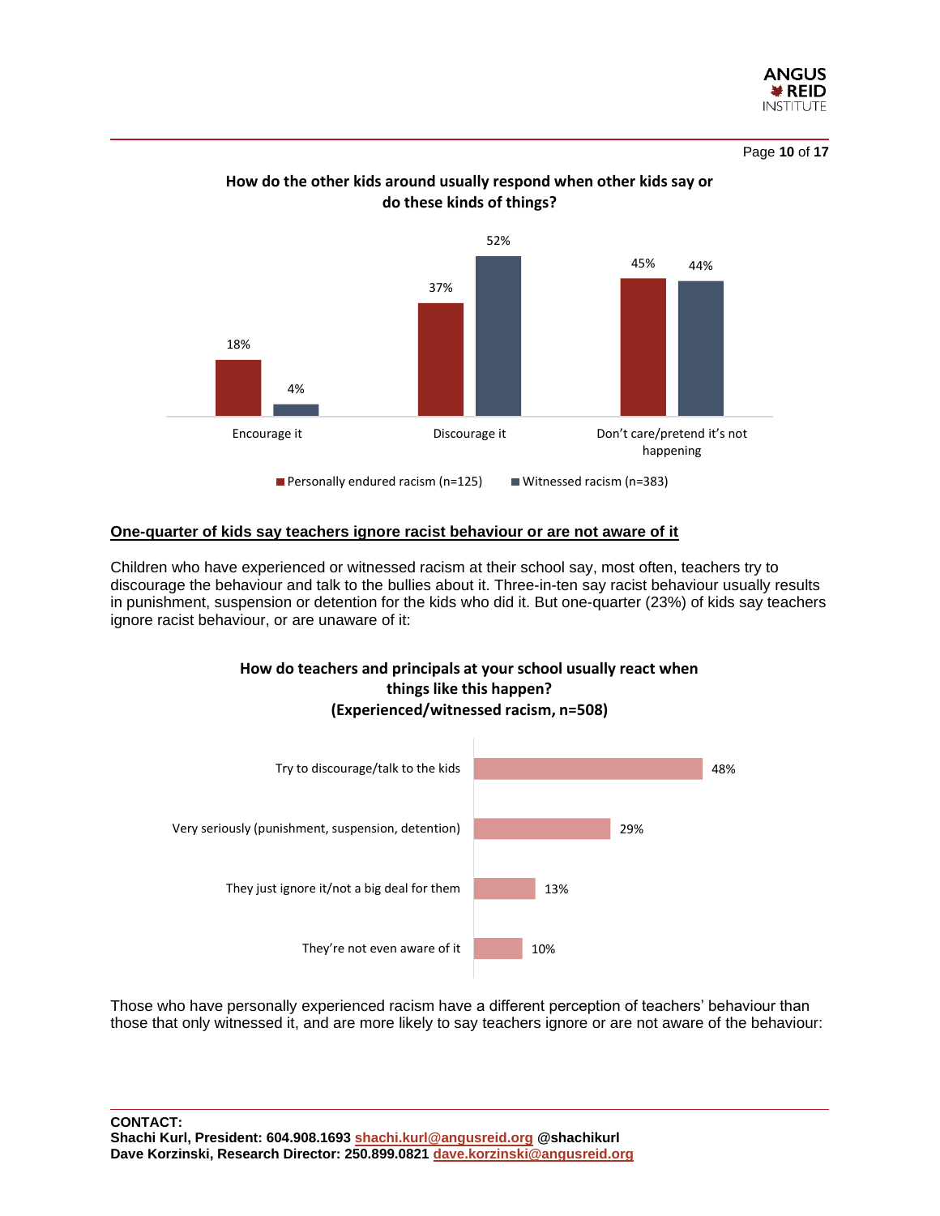**How do the other kids around usually respond when other kids say or do these kinds of things?**

| | Personally endured racism (n=125) | Witnessed racism (n=383) |
|---|---|---|
| Encourage it | 18% | 4% |
| Discourage it | 37% | 52% |
| Don't care/pretend it's not happening | 45% | 44% |

## One-quarter of kids say teachers ignore racist behaviour or are not aware of it

Children who have experienced or witnessed racism at their school say, most often, teachers try to discourage the behaviour and talk to the bullies about it. Three-in-ten say racist behaviour usually results in punishment, suspension or detention for the kids who did it. But one-quarter (23%) of kids say teachers ignore racist behaviour, or are unaware of it:

**How do teachers and principals at your school usually react when things like this happen? (Experienced/witnessed racism, n=508)**

| Response | % |
|---|---|
| Try to discourage/talk to the kids | 48% |
| Very seriously (punishment, suspension, detention) | 29% |
| They just ignore it/not a big deal for them | 13% |
| They're not even aware of it | 10% |

Those who have personally experienced racism have a different perception of teachers' behaviour than those that only witnessed it, and are more likely to say teachers ignore or are not aware of the behaviour:

**CONTACT:**
**Shachi Kurl, President: 604.908.1693 shachi.kurl@angusreid.org @shachikurl**
**Dave Korzinski, Research Director: 250.899.0821 dave.korzinski@angusreid.org**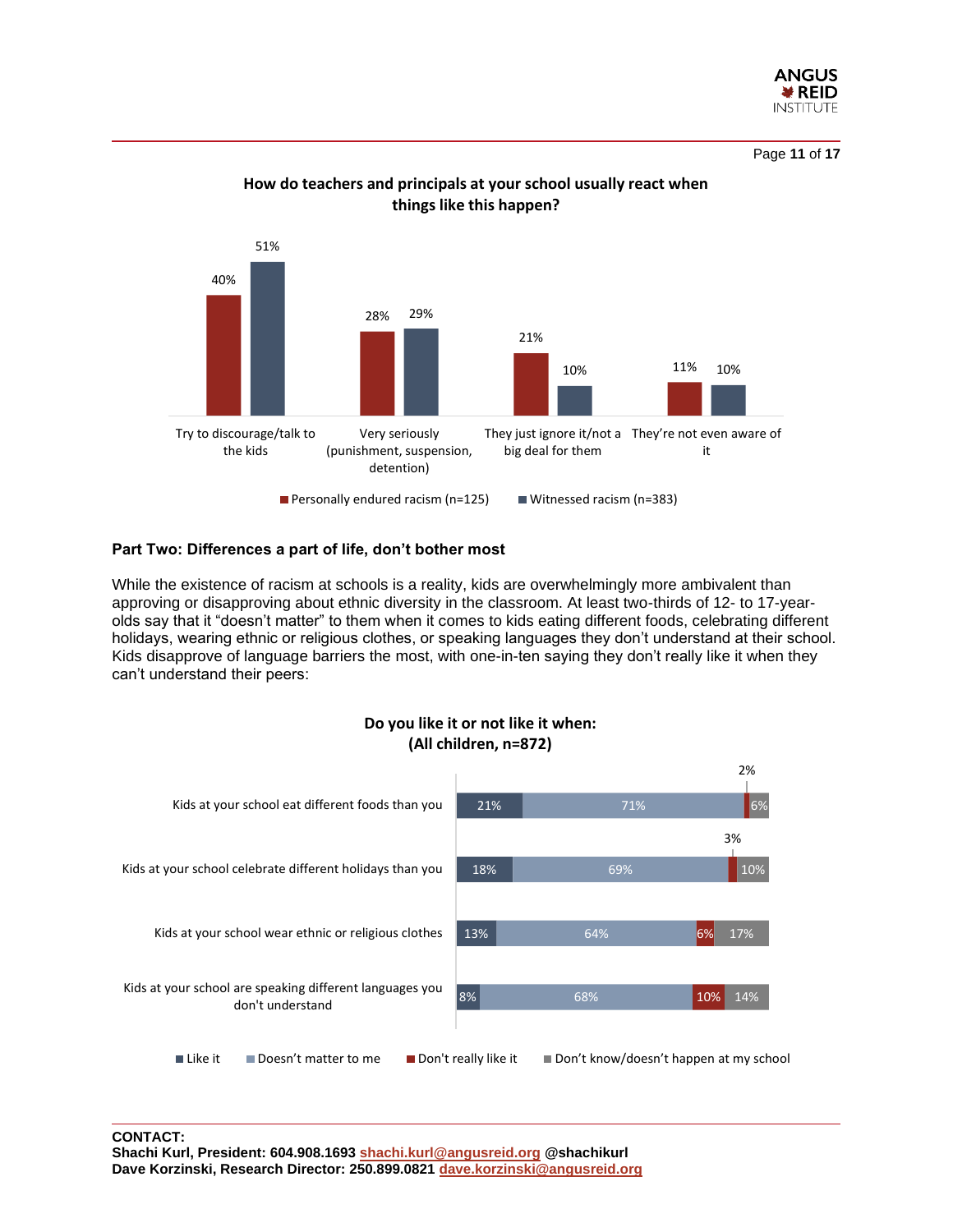**How do teachers and principals at your school usually react when things like this happen?**

| | Personally endured racism (n=125) | Witnessed racism (n=383) |
|---|---|---|
| Try to discourage/talk to the kids | 40% | 51% |
| Very seriously (punishment, suspension, detention) | 28% | 29% |
| They just ignore it/not a big deal for them | 21% | 10% |
| They're not even aware of it | 11% | 10% |

## Part Two: Differences a part of life, don't bother most

While the existence of racism at schools is a reality, kids are overwhelmingly more ambivalent than approving or disapproving about ethnic diversity in the classroom. At least two-thirds of 12- to 17-year-olds say that it "doesn't matter" to them when it comes to kids eating different foods, celebrating different holidays, wearing ethnic or religious clothes, or speaking languages they don't understand at their school. Kids disapprove of language barriers the most, with one-in-ten saying they don't really like it when they can't understand their peers:

**Do you like it or not like it when: (All children, n=872)**

| | Like it | Doesn't matter to me | Don't really like it | Don't know/doesn't happen at my school |
|---|---|---|---|---|
| Kids at your school eat different foods than you | 21% | 71% | 2% | 6% |
| Kids at your school celebrate different holidays than you | 18% | 69% | 3% | 10% |
| Kids at your school wear ethnic or religious clothes | 13% | 64% | 6% | 17% |
| Kids at your school are speaking different languages you don't understand | 8% | 68% | 10% | 14% |

**CONTACT:**
**Shachi Kurl, President: 604.908.1693 shachi.kurl@angusreid.org @shachikurl**
**Dave Korzinski, Research Director: 250.899.0821 dave.korzinski@angusreid.org**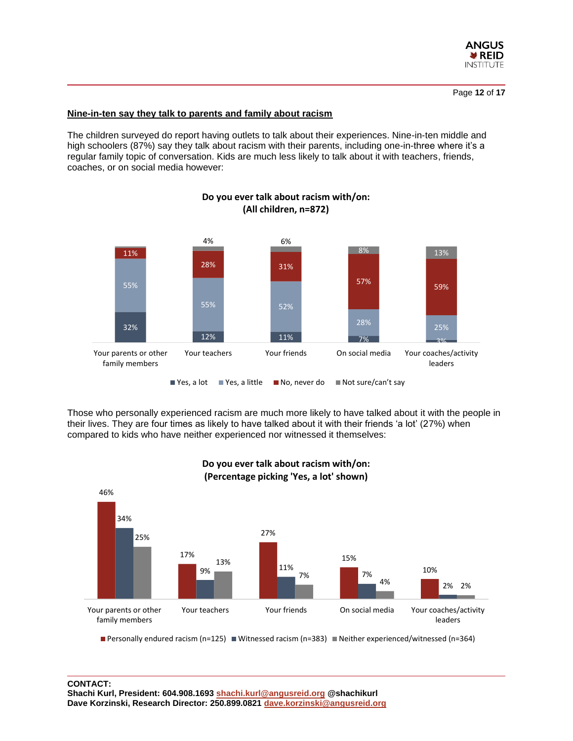## Nine-in-ten say they talk to parents and family about racism

The children surveyed do report having outlets to talk about their experiences. Nine-in-ten middle and high schoolers (87%) say they talk about racism with their parents, including one-in-three where it's a regular family topic of conversation. Kids are much less likely to talk about it with teachers, friends, coaches, or on social media however:

**Do you ever talk about racism with/on:**
**(All children, n=872)**

| | Yes, a lot | Yes, a little | No, never do | Not sure/can't say |
|---|---|---|---|---|
| Your parents or other family members | 32% | 55% | 11% | |
| Your teachers | 12% | 55% | 28% | 4% |
| Your friends | 11% | 52% | 31% | 6% |
| On social media | 7% | 28% | 57% | 8% |
| Your coaches/activity leaders | 3% | 25% | 59% | 13% |

Those who personally experienced racism are much more likely to have talked about it with the people in their lives. They are four times as likely to have talked about it with their friends 'a lot' (27%) when compared to kids who have neither experienced nor witnessed it themselves:

**Do you ever talk about racism with/on:**
**(Percentage picking 'Yes, a lot' shown)**

| | Personally endured racism (n=125) | Witnessed racism (n=383) | Neither experienced/witnessed (n=364) |
|---|---|---|---|
| Your parents or other family members | 46% | 34% | 25% |
| Your teachers | 17% | 9% | 13% |
| Your friends | 27% | 11% | 7% |
| On social media | 15% | 7% | 4% |
| Your coaches/activity leaders | 10% | 2% | 2% |

**CONTACT:**
**Shachi Kurl, President: 604.908.1693 shachi.kurl@angusreid.org @shachikurl**
**Dave Korzinski, Research Director: 250.899.0821 dave.korzinski@angusreid.org**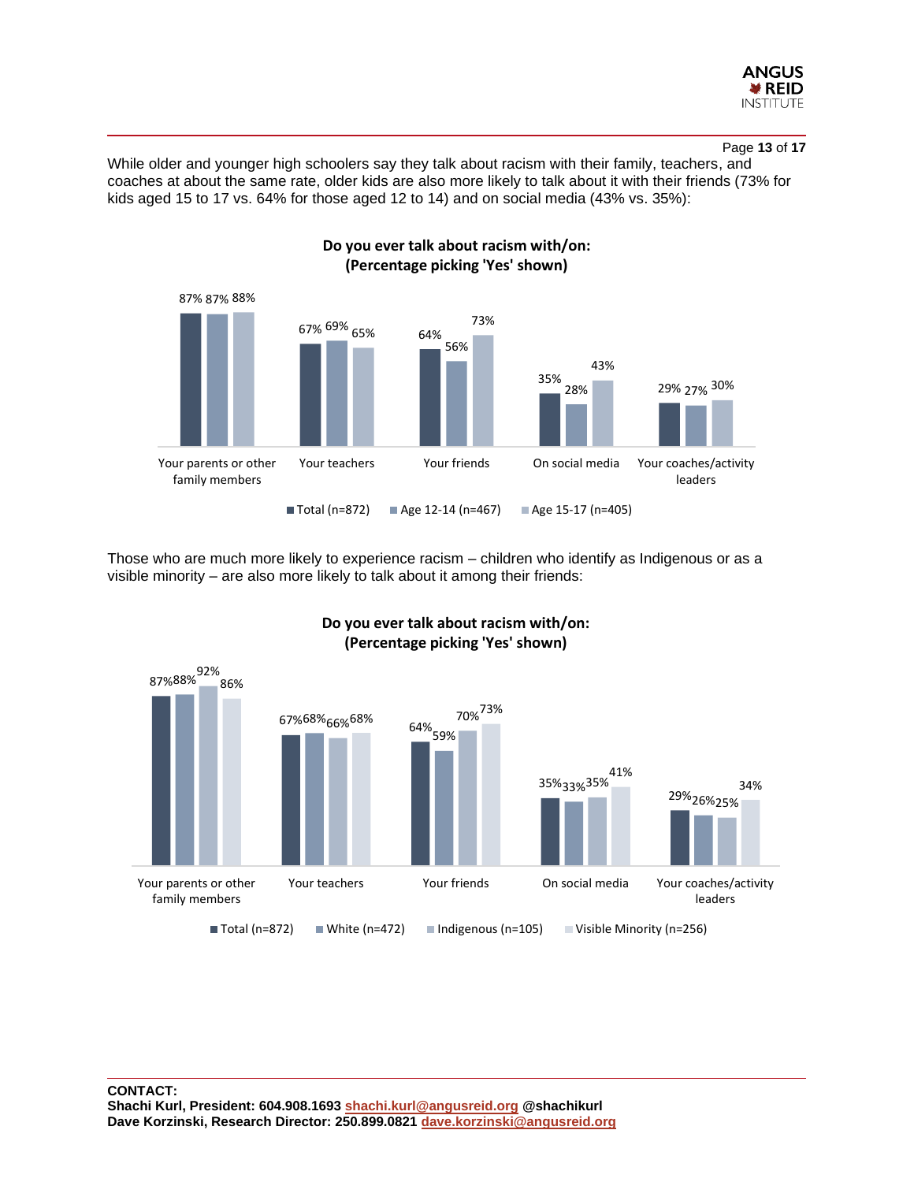While older and younger high schoolers say they talk about racism with their family, teachers, and coaches at about the same rate, older kids are also more likely to talk about it with their friends (73% for kids aged 15 to 17 vs. 64% for those aged 12 to 14) and on social media (43% vs. 35%):

**Do you ever talk about racism with/on:**
**(Percentage picking 'Yes' shown)**

| | Total (n=872) | Age 12-14 (n=467) | Age 15-17 (n=405) |
|---|---|---|---|
| Your parents or other family members | 87% | 87% | 88% |
| Your teachers | 67% | 69% | 65% |
| Your friends | 64% | 56% | 73% |
| On social media | 35% | 28% | 43% |
| Your coaches/activity leaders | 29% | 27% | 30% |

Those who are much more likely to experience racism – children who identify as Indigenous or as a visible minority – are also more likely to talk about it among their friends:

**Do you ever talk about racism with/on:**
**(Percentage picking 'Yes' shown)**

| | Total (n=872) | White (n=472) | Indigenous (n=105) | Visible Minority (n=256) |
|---|---|---|---|---|
| Your parents or other family members | 87% | 88% | 92% | 86% |
| Your teachers | 67% | 68% | 66% | 68% |
| Your friends | 64% | 59% | 70% | 73% |
| On social media | 35% | 33% | 35% | 41% |
| Your coaches/activity leaders | 29% | 26% | 25% | 34% |

**CONTACT:**
**Shachi Kurl, President: 604.908.1693 shachi.kurl@angusreid.org @shachikurl**
**Dave Korzinski, Research Director: 250.899.0821 dave.korzinski@angusreid.org**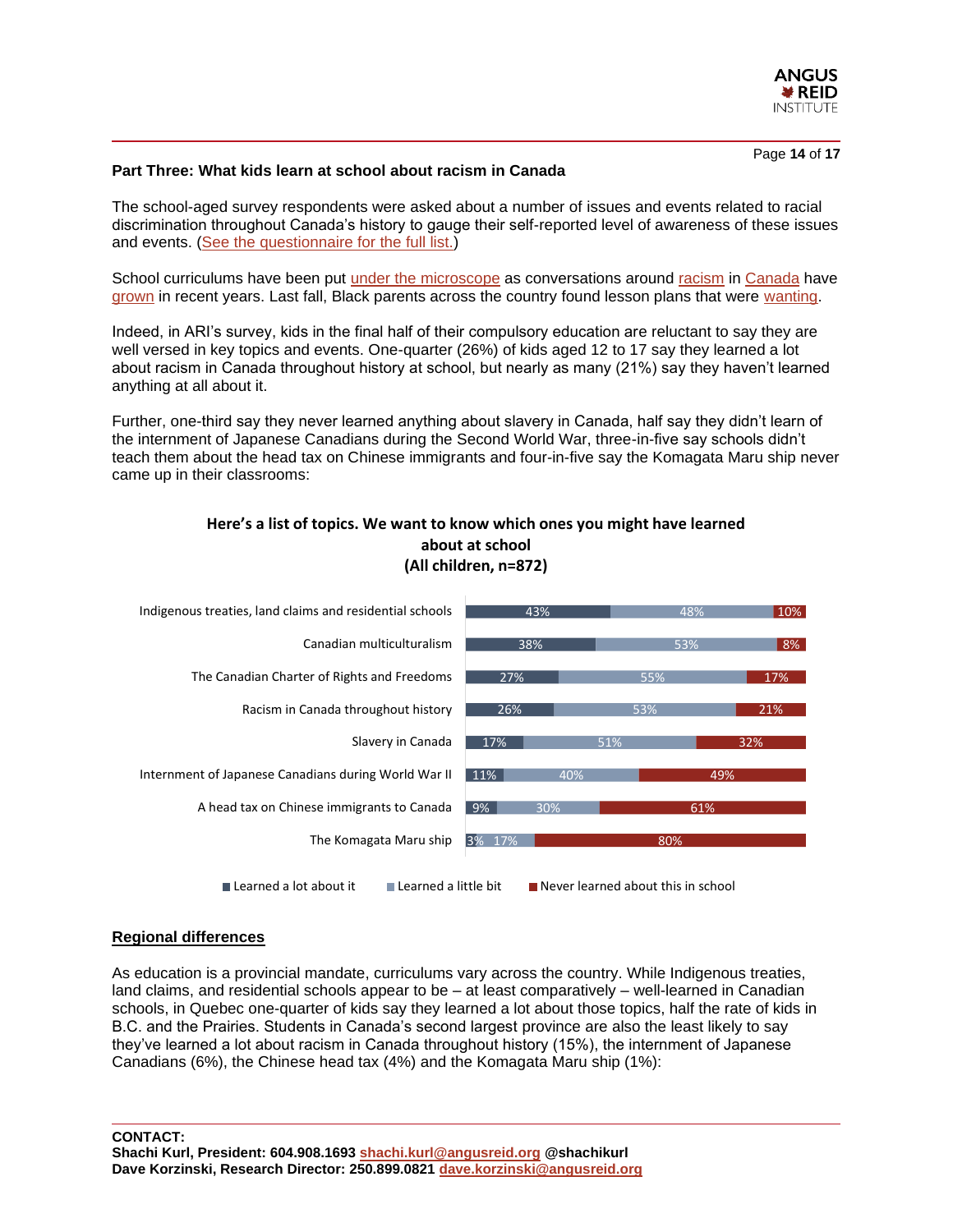## Part Three: What kids learn at school about racism in Canada

The school-aged survey respondents were asked about a number of issues and events related to racial discrimination throughout Canada's history to gauge their self-reported level of awareness of these issues and events. (See the questionnaire for the full list.)

School curriculums have been put under the microscope as conversations around racism in Canada have grown in recent years. Last fall, Black parents across the country found lesson plans that were wanting.

Indeed, in ARI's survey, kids in the final half of their compulsory education are reluctant to say they are well versed in key topics and events. One-quarter (26%) of kids aged 12 to 17 say they learned a lot about racism in Canada throughout history at school, but nearly as many (21%) say they haven't learned anything at all about it.

Further, one-third say they never learned anything about slavery in Canada, half say they didn't learn of the internment of Japanese Canadians during the Second World War, three-in-five say schools didn't teach them about the head tax on Chinese immigrants and four-in-five say the Komagata Maru ship never came up in their classrooms:

**Here's a list of topics. We want to know which ones you might have learned about at school (All children, n=872)**

| Topic | Learned a lot about it | Learned a little bit | Never learned about this in school |
|---|---|---|---|
| Indigenous treaties, land claims and residential schools | 43% | 48% | 10% |
| Canadian multiculturalism | 38% | 53% | 8% |
| The Canadian Charter of Rights and Freedoms | 27% | 55% | 17% |
| Racism in Canada throughout history | 26% | 53% | 21% |
| Slavery in Canada | 17% | 51% | 32% |
| Internment of Japanese Canadians during World War II | 11% | 40% | 49% |
| A head tax on Chinese immigrants to Canada | 9% | 30% | 61% |
| The Komagata Maru ship | 3% | 17% | 80% |

### Regional differences

As education is a provincial mandate, curriculums vary across the country. While Indigenous treaties, land claims, and residential schools appear to be – at least comparatively – well-learned in Canadian schools, in Quebec one-quarter of kids say they learned a lot about those topics, half the rate of kids in B.C. and the Prairies. Students in Canada's second largest province are also the least likely to say they've learned a lot about racism in Canada throughout history (15%), the internment of Japanese Canadians (6%), the Chinese head tax (4%) and the Komagata Maru ship (1%):

**CONTACT:**
**Shachi Kurl, President: 604.908.1693 shachi.kurl@angusreid.org @shachikurl**
**Dave Korzinski, Research Director: 250.899.0821 dave.korzinski@angusreid.org**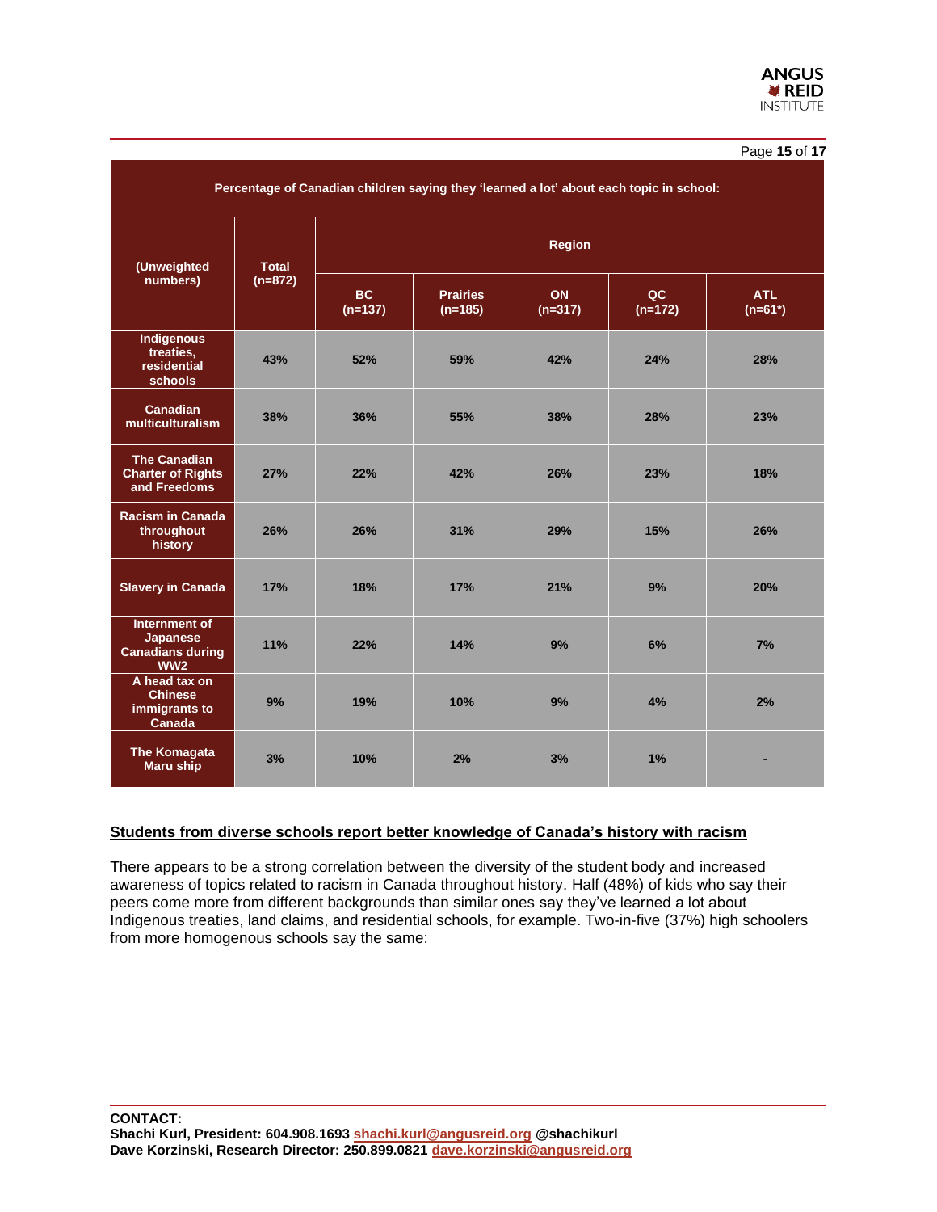| Percentage of Canadian children saying they 'learned a lot' about each topic in school: | | | | | | |
|---|---|---|---|---|---|---|
| (Unweighted numbers) | Total (n=872) | Region | | | | |
| | | BC (n=137) | Prairies (n=185) | ON (n=317) | QC (n=172) | ATL (n=61*) |
| Indigenous treaties, residential schools | 43% | 52% | 59% | 42% | 24% | 28% |
| Canadian multiculturalism | 38% | 36% | 55% | 38% | 28% | 23% |
| The Canadian Charter of Rights and Freedoms | 27% | 22% | 42% | 26% | 23% | 18% |
| Racism in Canada throughout history | 26% | 26% | 31% | 29% | 15% | 26% |
| Slavery in Canada | 17% | 18% | 17% | 21% | 9% | 20% |
| Internment of Japanese Canadians during WW2 | 11% | 22% | 14% | 9% | 6% | 7% |
| A head tax on Chinese immigrants to Canada | 9% | 19% | 10% | 9% | 4% | 2% |
| The Komagata Maru ship | 3% | 10% | 2% | 3% | 1% | - |

## Students from diverse schools report better knowledge of Canada's history with racism

There appears to be a strong correlation between the diversity of the student body and increased awareness of topics related to racism in Canada throughout history. Half (48%) of kids who say their peers come more from different backgrounds than similar ones say they've learned a lot about Indigenous treaties, land claims, and residential schools, for example. Two-in-five (37%) high schoolers from more homogenous schools say the same:

**CONTACT:**
**Shachi Kurl, President: 604.908.1693 shachi.kurl@angusreid.org @shachikurl**
**Dave Korzinski, Research Director: 250.899.0821 dave.korzinski@angusreid.org**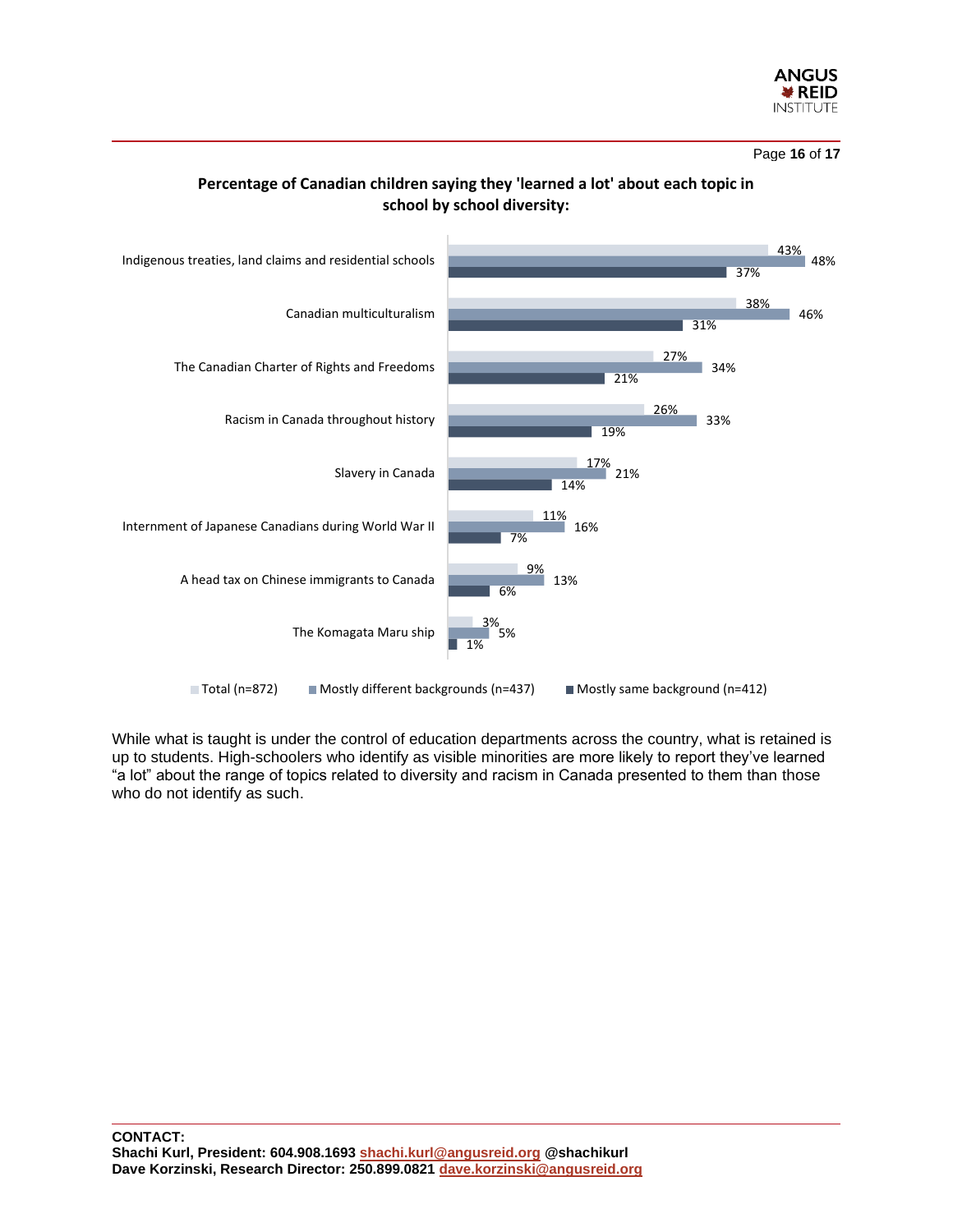**Percentage of Canadian children saying they 'learned a lot' about each topic in school by school diversity:**

| Topic | Total (n=872) | Mostly different backgrounds (n=437) | Mostly same background (n=412) |
|---|---|---|---|
| Indigenous treaties, land claims and residential schools | 43% | 48% | 37% |
| Canadian multiculturalism | 38% | 46% | 31% |
| The Canadian Charter of Rights and Freedoms | 27% | 34% | 21% |
| Racism in Canada throughout history | 26% | 33% | 19% |
| Slavery in Canada | 17% | 21% | 14% |
| Internment of Japanese Canadians during World War II | 11% | 16% | 7% |
| A head tax on Chinese immigrants to Canada | 9% | 13% | 6% |
| The Komagata Maru ship | 3% | 5% | 1% |

While what is taught is under the control of education departments across the country, what is retained is up to students. High-schoolers who identify as visible minorities are more likely to report they've learned "a lot" about the range of topics related to diversity and racism in Canada presented to them than those who do not identify as such.

**CONTACT:**
**Shachi Kurl, President: 604.908.1693 shachi.kurl@angusreid.org @shachikurl**
**Dave Korzinski, Research Director: 250.899.0821 dave.korzinski@angusreid.org**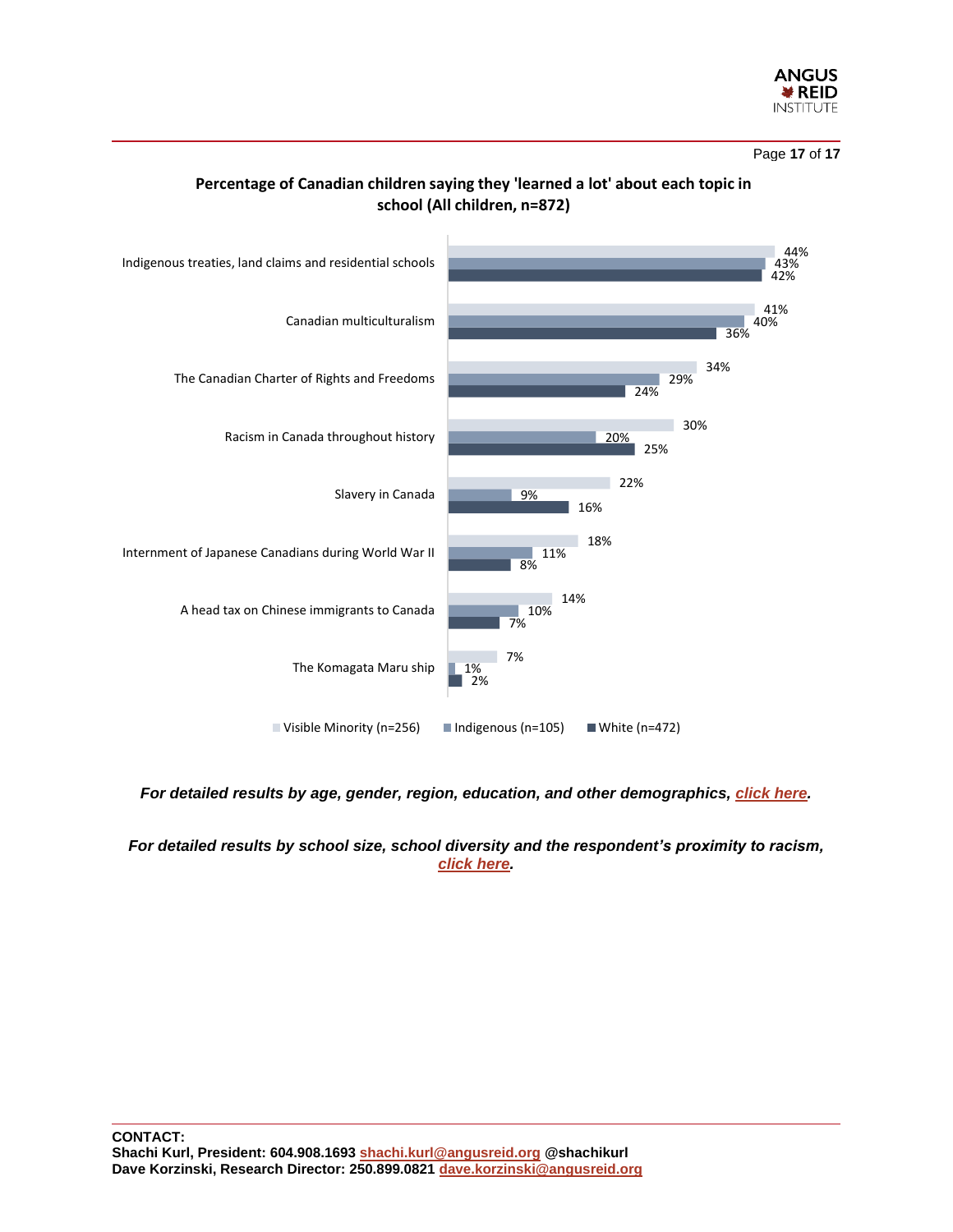**Percentage of Canadian children saying they 'learned a lot' about each topic in school (All children, n=872)**

Indigenous treaties, land claims and residential schools
44%
43%
42%

Canadian multiculturalism
41%
40%
36%

The Canadian Charter of Rights and Freedoms
34%
29%
24%

Racism in Canada throughout history
30%
20%
25%

Slavery in Canada
22%
9%
16%

Internment of Japanese Canadians during World War II
18%
11%
8%

A head tax on Chinese immigrants to Canada
14%
10%
7%

The Komagata Maru ship
7%
1%
2%

Visible Minority (n=256)
Indigenous (n=105)
White (n=472)

***For detailed results by age, gender, region, education, and other demographics, [click here](#).***

***For detailed results by school size, school diversity and the respondent's proximity to racism, [click here](#).***

**CONTACT:**
**Shachi Kurl, President: 604.908.1693 shachi.kurl@angusreid.org @shachikurl**
**Dave Korzinski, Research Director: 250.899.0821 dave.korzinski@angusreid.org**